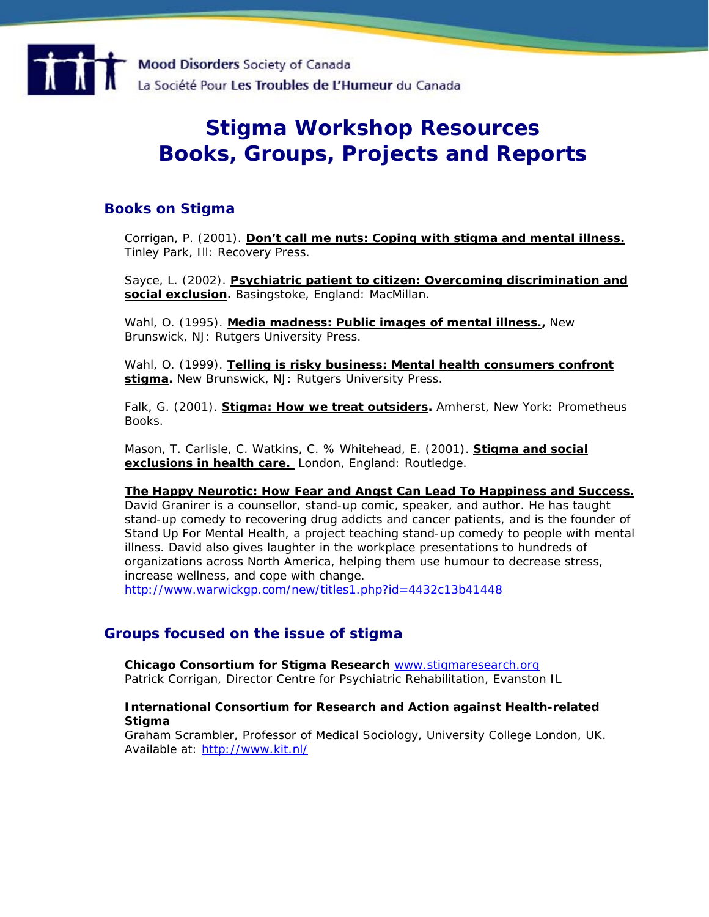Mood Disorders Society of Canada
La Société Pour Les Troubles de L'Humeur du Canada

# Stigma Workshop Resources
# Books, Groups, Projects and Reports

## Books on Stigma

Corrigan, P. (2001). **Don't call me nuts: Coping with stigma and mental illness.** Tinley Park, Ill: Recovery Press.

Sayce, L. (2002). **Psychiatric patient to citizen: Overcoming discrimination and social exclusion.** Basingstoke, England: MacMillan.

Wahl, O. (1995). **Media madness: Public images of mental illness.,** New Brunswick, NJ: Rutgers University Press.

Wahl, O. (1999). **Telling is risky business: Mental health consumers confront stigma.** New Brunswick, NJ: Rutgers University Press.

Falk, G. (2001). **Stigma: How we treat outsiders.** Amherst, New York: Prometheus Books.

Mason, T. Carlisle, C. Watkins, C. % Whitehead, E. (2001). **Stigma and social exclusions in health care.** London, England: Routledge.

**The Happy Neurotic: How Fear and Angst Can Lead To Happiness and Success.**
David Granirer is a counsellor, stand-up comic, speaker, and author. He has taught stand-up comedy to recovering drug addicts and cancer patients, and is the founder of Stand Up For Mental Health, a project teaching stand-up comedy to people with mental illness. David also gives laughter in the workplace presentations to hundreds of organizations across North America, helping them use humour to decrease stress, increase wellness, and cope with change.
http://www.warwickgp.com/new/titles1.php?id=4432c13b41448

## Groups focused on the issue of stigma

**Chicago Consortium for Stigma Research** www.stigmaresearch.org
Patrick Corrigan, Director Centre for Psychiatric Rehabilitation, Evanston IL

**International Consortium for Research and Action against Health-related Stigma**
Graham Scrambler, Professor of Medical Sociology, University College London, UK.
Available at: http://www.kit.nl/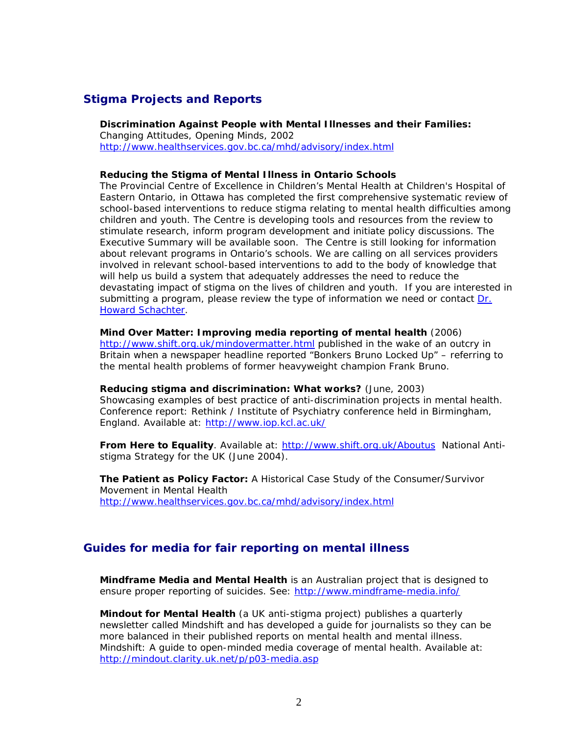## Stigma Projects and Reports

**Discrimination Against People with Mental Illnesses and their Families:** Changing Attitudes, Opening Minds, 2002
http://www.healthservices.gov.bc.ca/mhd/advisory/index.html

**Reducing the Stigma of Mental Illness in Ontario Schools**
The Provincial Centre of Excellence in Children's Mental Health at Children's Hospital of Eastern Ontario, in Ottawa has completed the first comprehensive systematic review of school-based interventions to reduce stigma relating to mental health difficulties among children and youth. The Centre is developing tools and resources from the review to stimulate research, inform program development and initiate policy discussions. The Executive Summary will be available soon. The Centre is still looking for information about relevant programs in Ontario's schools. We are calling on all services providers involved in relevant school-based interventions to add to the body of knowledge that will help us build a system that adequately addresses the need to reduce the devastating impact of stigma on the lives of children and youth. If you are interested in submitting a program, please review the type of information we need or contact Dr. Howard Schachter.

**Mind Over Matter: Improving media reporting of mental health** (2006)
http://www.shift.org.uk/mindovermatter.html published in the wake of an outcry in Britain when a newspaper headline reported "Bonkers Bruno Locked Up" – referring to the mental health problems of former heavyweight champion Frank Bruno.

**Reducing stigma and discrimination: What works?** (June, 2003)
Showcasing examples of best practice of anti-discrimination projects in mental health. Conference report: Rethink / Institute of Psychiatry conference held in Birmingham, England. Available at: http://www.iop.kcl.ac.uk/

**From Here to Equality**. Available at: http://www.shift.org.uk/Aboutus National Anti-stigma Strategy for the UK (June 2004).

**The Patient as Policy Factor:** A Historical Case Study of the Consumer/Survivor Movement in Mental Health
http://www.healthservices.gov.bc.ca/mhd/advisory/index.html

## Guides for media for fair reporting on mental illness

**Mindframe Media and Mental Health** is an Australian project that is designed to ensure proper reporting of suicides. See: http://www.mindframe-media.info/

**Mindout for Mental Health** (a UK anti-stigma project) publishes a quarterly newsletter called Mindshift and has developed a guide for journalists so they can be more balanced in their published reports on mental health and mental illness. Mindshift: A guide to open-minded media coverage of mental health. Available at: http://mindout.clarity.uk.net/p/p03-media.asp